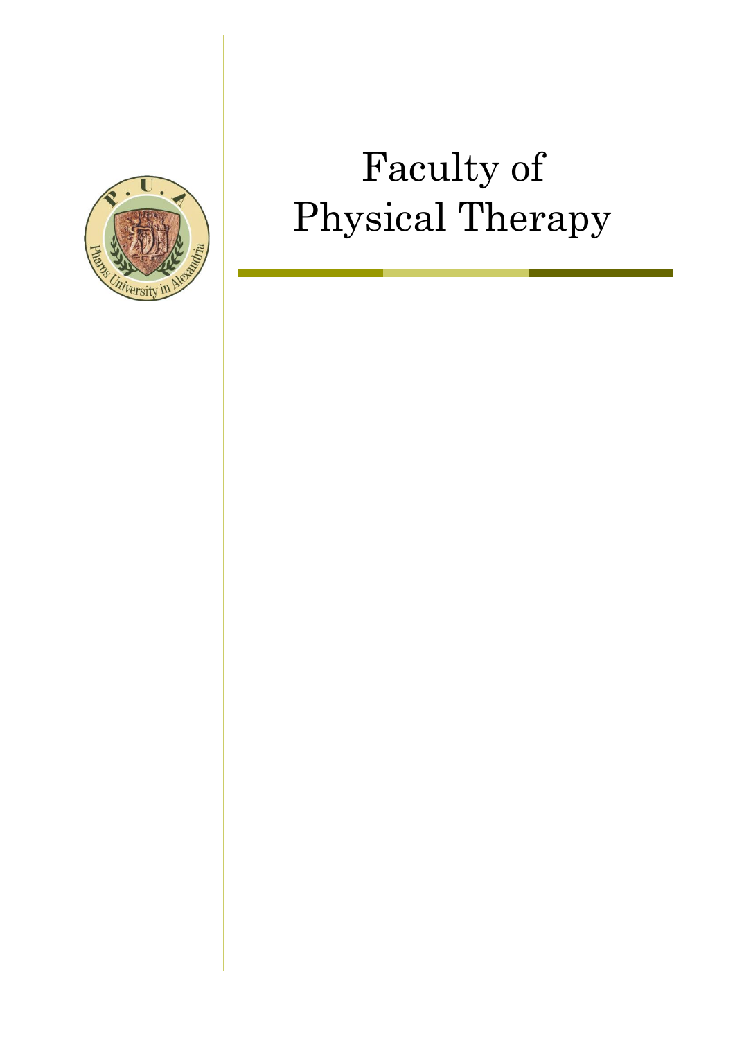# Faculty of Physical Therapy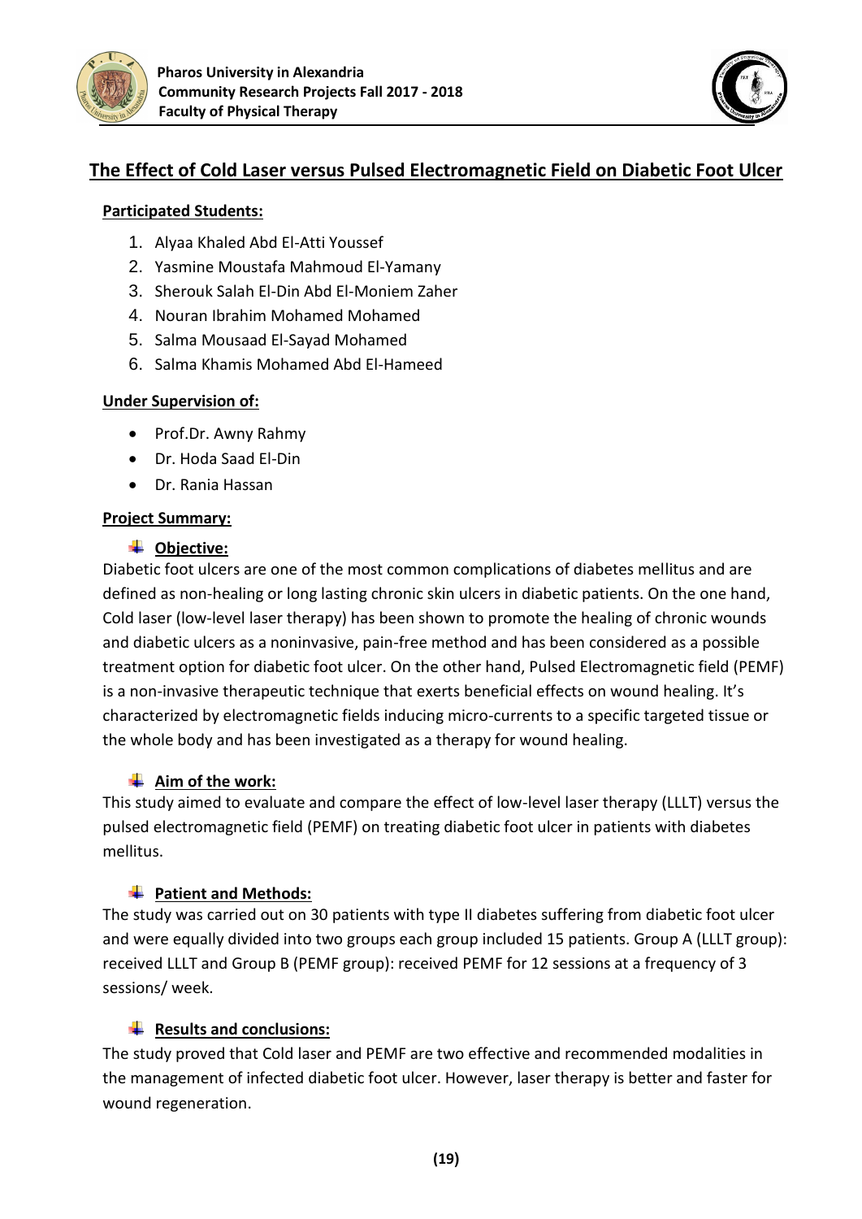## The Effect of Cold Laser versus Pulsed Electromagnetic Field on Diabetic Foot Ulcer

**Participated Students:**

1. Alyaa Khaled Abd El-Atti Youssef
2. Yasmine Moustafa Mahmoud El-Yamany
3. Sherouk Salah El-Din Abd El-Moniem Zaher
4. Nouran Ibrahim Mohamed Mohamed
5. Salma Mousaad El-Sayad Mohamed
6. Salma Khamis Mohamed Abd El-Hameed

**Under Supervision of:**

- Prof.Dr. Awny Rahmy
- Dr. Hoda Saad El-Din
- Dr. Rania Hassan

**Project Summary:**

**Objective:**

Diabetic foot ulcers are one of the most common complications of diabetes mellitus and are defined as non-healing or long lasting chronic skin ulcers in diabetic patients. On the one hand, Cold laser (low-level laser therapy) has been shown to promote the healing of chronic wounds and diabetic ulcers as a noninvasive, pain-free method and has been considered as a possible treatment option for diabetic foot ulcer. On the other hand, Pulsed Electromagnetic field (PEMF) is a non-invasive therapeutic technique that exerts beneficial effects on wound healing. It's characterized by electromagnetic fields inducing micro-currents to a specific targeted tissue or the whole body and has been investigated as a therapy for wound healing.

**Aim of the work:**

This study aimed to evaluate and compare the effect of low-level laser therapy (LLLT) versus the pulsed electromagnetic field (PEMF) on treating diabetic foot ulcer in patients with diabetes mellitus.

**Patient and Methods:**

The study was carried out on 30 patients with type II diabetes suffering from diabetic foot ulcer and were equally divided into two groups each group included 15 patients. Group A (LLLT group): received LLLT and Group B (PEMF group): received PEMF for 12 sessions at a frequency of 3 sessions/ week.

**Results and conclusions:**

The study proved that Cold laser and PEMF are two effective and recommended modalities in the management of infected diabetic foot ulcer. However, laser therapy is better and faster for wound regeneration.